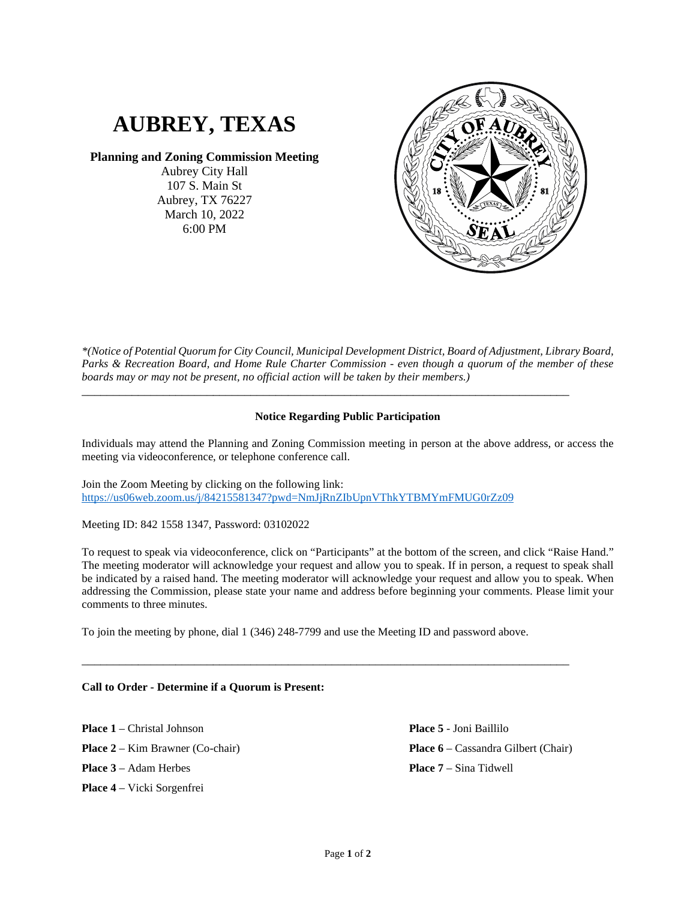# AUBREY, TEXAS

**Planning and Zoning Commission Meeting**
Aubrey City Hall
107 S. Main St
Aubrey, TX 76227
March 10, 2022
6:00 PM

*\*(Notice of Potential Quorum for City Council, Municipal Development District, Board of Adjustment, Library Board, Parks & Recreation Board, and Home Rule Charter Commission - even though a quorum of the member of these boards may or may not be present, no official action will be taken by their members.)*

---

**Notice Regarding Public Participation**

Individuals may attend the Planning and Zoning Commission meeting in person at the above address, or access the meeting via videoconference, or telephone conference call.

Join the Zoom Meeting by clicking on the following link:
https://us06web.zoom.us/j/84215581347?pwd=NmJjRnZIbUpnVThkYTBMYmFMUG0rZz09

Meeting ID: 842 1558 1347, Password: 03102022

To request to speak via videoconference, click on "Participants" at the bottom of the screen, and click "Raise Hand." The meeting moderator will acknowledge your request and allow you to speak. If in person, a request to speak shall be indicated by a raised hand. The meeting moderator will acknowledge your request and allow you to speak. When addressing the Commission, please state your name and address before beginning your comments. Please limit your comments to three minutes.

To join the meeting by phone, dial 1 (346) 248-7799 and use the Meeting ID and password above.

---

**Call to Order - Determine if a Quorum is Present:**

**Place 1** – Christal Johnson

**Place 2** – Kim Brawner (Co-chair)

**Place 3** – Adam Herbes

**Place 4** – Vicki Sorgenfrei

**Place 5** - Joni Baillilo

**Place 6** – Cassandra Gilbert (Chair)

**Place 7** – Sina Tidwell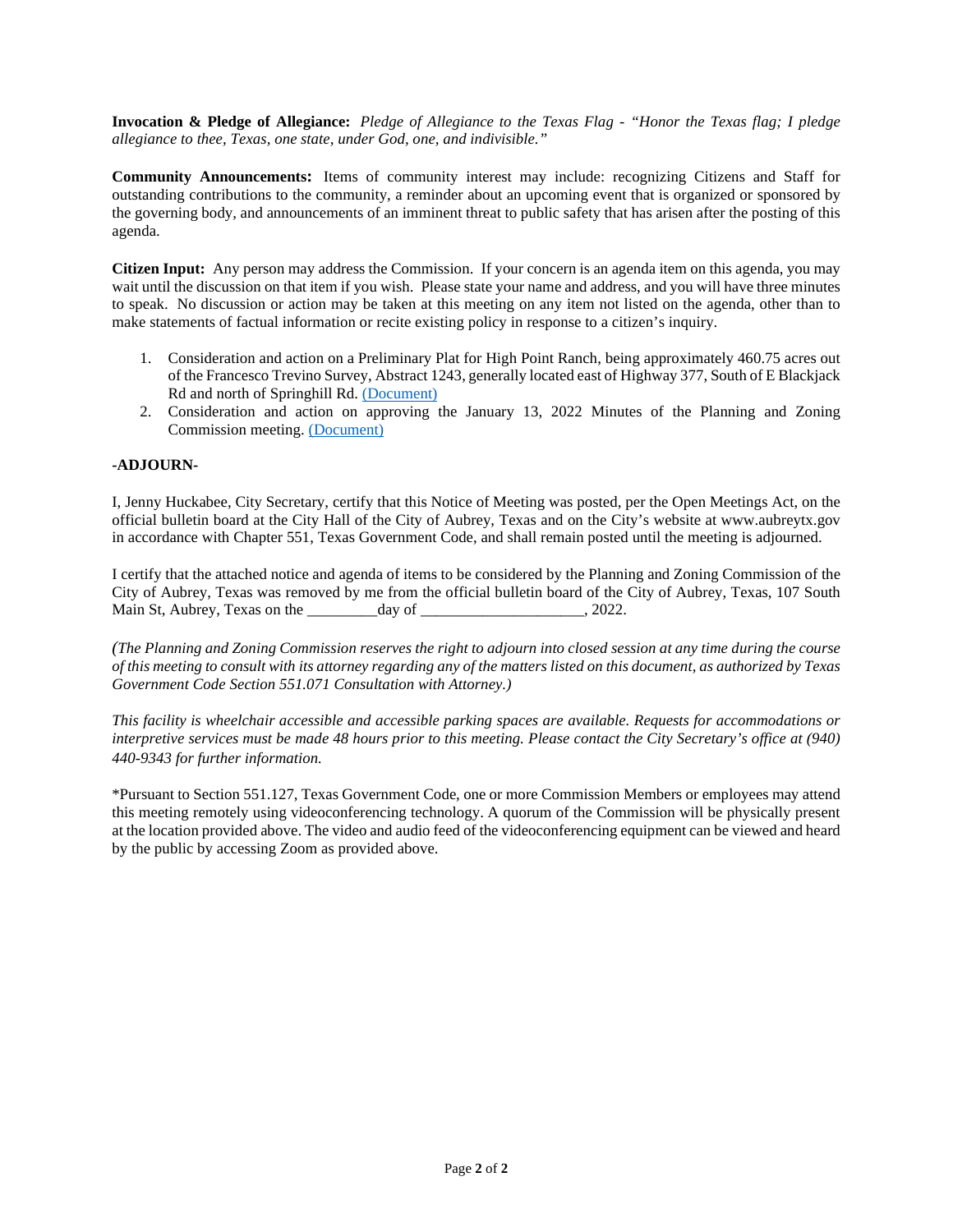**Invocation & Pledge of Allegiance:** *Pledge of Allegiance to the Texas Flag - "Honor the Texas flag; I pledge allegiance to thee, Texas, one state, under God, one, and indivisible."*

**Community Announcements:** Items of community interest may include: recognizing Citizens and Staff for outstanding contributions to the community, a reminder about an upcoming event that is organized or sponsored by the governing body, and announcements of an imminent threat to public safety that has arisen after the posting of this agenda.

**Citizen Input:** Any person may address the Commission. If your concern is an agenda item on this agenda, you may wait until the discussion on that item if you wish. Please state your name and address, and you will have three minutes to speak. No discussion or action may be taken at this meeting on any item not listed on the agenda, other than to make statements of factual information or recite existing policy in response to a citizen's inquiry.

1. Consideration and action on a Preliminary Plat for High Point Ranch, being approximately 460.75 acres out of the Francesco Trevino Survey, Abstract 1243, generally located east of Highway 377, South of E Blackjack Rd and north of Springhill Rd. (Document)
2. Consideration and action on approving the January 13, 2022 Minutes of the Planning and Zoning Commission meeting. (Document)

**-ADJOURN-**

I, Jenny Huckabee, City Secretary, certify that this Notice of Meeting was posted, per the Open Meetings Act, on the official bulletin board at the City Hall of the City of Aubrey, Texas and on the City's website at www.aubreytx.gov in accordance with Chapter 551, Texas Government Code, and shall remain posted until the meeting is adjourned.

I certify that the attached notice and agenda of items to be considered by the Planning and Zoning Commission of the City of Aubrey, Texas was removed by me from the official bulletin board of the City of Aubrey, Texas, 107 South Main St, Aubrey, Texas on the _________day of _____________________, 2022.

*(The Planning and Zoning Commission reserves the right to adjourn into closed session at any time during the course of this meeting to consult with its attorney regarding any of the matters listed on this document, as authorized by Texas Government Code Section 551.071 Consultation with Attorney.)*

*This facility is wheelchair accessible and accessible parking spaces are available. Requests for accommodations or interpretive services must be made 48 hours prior to this meeting. Please contact the City Secretary's office at (940) 440-9343 for further information.*

*Pursuant to Section 551.127, Texas Government Code, one or more Commission Members or employees may attend this meeting remotely using videoconferencing technology. A quorum of the Commission will be physically present at the location provided above. The video and audio feed of the videoconferencing equipment can be viewed and heard by the public by accessing Zoom as provided above.